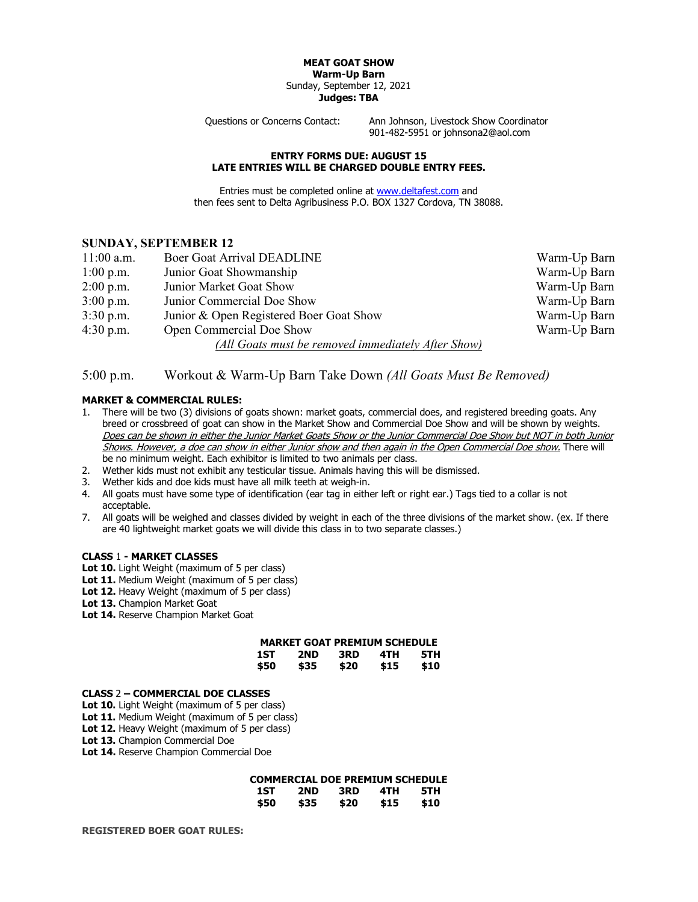**MEAT GOAT SHOW**
**Warm-Up Barn**
Sunday, September 12, 2021
**Judges: TBA**

Questions or Concerns Contact: Ann Johnson, Livestock Show Coordinator
901-482-5951 or johnsona2@aol.com

**ENTRY FORMS DUE: AUGUST 15**
**LATE ENTRIES WILL BE CHARGED DOUBLE ENTRY FEES.**

Entries must be completed online at [www.deltafest.com](http://www.deltafest.com) and then fees sent to Delta Agribusiness P.O. BOX 1327 Cordova, TN 38088.

## SUNDAY, SEPTEMBER 12

| | | |
|---|---|---|
| 11:00 a.m. | Boer Goat Arrival DEADLINE | Warm-Up Barn |
| 1:00 p.m. | Junior Goat Showmanship | Warm-Up Barn |
| 2:00 p.m. | Junior Market Goat Show | Warm-Up Barn |
| 3:00 p.m. | Junior Commercial Doe Show | Warm-Up Barn |
| 3:30 p.m. | Junior & Open Registered Boer Goat Show | Warm-Up Barn |
| 4:30 p.m. | Open Commercial Doe Show | Warm-Up Barn |

*(All Goats must be removed immediately After Show)*

5:00 p.m. Workout & Warm-Up Barn Take Down *(All Goats Must Be Removed)*

**MARKET & COMMERCIAL RULES:**

1. There will be two (3) divisions of goats shown: market goats, commercial does, and registered breeding goats. Any breed or crossbreed of goat can show in the Market Show and Commercial Doe Show and will be shown by weights. *Does can be shown in either the Junior Market Goats Show or the Junior Commercial Doe Show but NOT in both Junior Shows. However, a doe can show in either Junior show and then again in the Open Commercial Doe show.* There will be no minimum weight. Each exhibitor is limited to two animals per class.
2. Wether kids must not exhibit any testicular tissue. Animals having this will be dismissed.
3. Wether kids and doe kids must have all milk teeth at weigh-in.
4. All goats must have some type of identification (ear tag in either left or right ear.) Tags tied to a collar is not acceptable.
7. All goats will be weighed and classes divided by weight in each of the three divisions of the market show. (ex. If there are 40 lightweight market goats we will divide this class in to two separate classes.)

**CLASS** 1 **- MARKET CLASSES**

**Lot 10.** Light Weight (maximum of 5 per class)
**Lot 11.** Medium Weight (maximum of 5 per class)
**Lot 12.** Heavy Weight (maximum of 5 per class)
**Lot 13.** Champion Market Goat
**Lot 14.** Reserve Champion Market Goat

**MARKET GOAT PREMIUM SCHEDULE**

| 1ST | 2ND | 3RD | 4TH | 5TH |
|---|---|---|---|---|
| $50 | $35 | $20 | $15 | $10 |

**CLASS** 2 **– COMMERCIAL DOE CLASSES**

**Lot 10.** Light Weight (maximum of 5 per class)
**Lot 11.** Medium Weight (maximum of 5 per class)
**Lot 12.** Heavy Weight (maximum of 5 per class)
**Lot 13.** Champion Commercial Doe
**Lot 14.** Reserve Champion Commercial Doe

**COMMERCIAL DOE PREMIUM SCHEDULE**

| 1ST | 2ND | 3RD | 4TH | 5TH |
|---|---|---|---|---|
| $50 | $35 | $20 | $15 | $10 |

**REGISTERED BOER GOAT RULES:**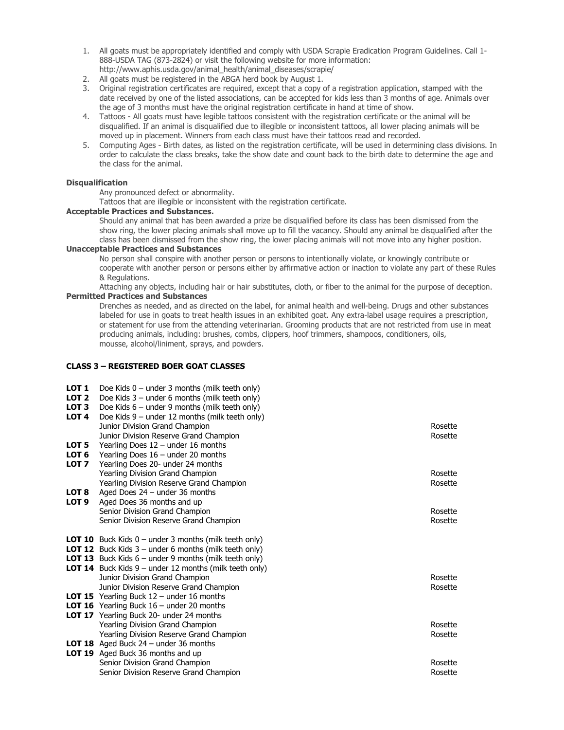1. All goats must be appropriately identified and comply with USDA Scrapie Eradication Program Guidelines. Call 1-888-USDA TAG (873-2824) or visit the following website for more information: http://www.aphis.usda.gov/animal_health/animal_diseases/scrapie/
2. All goats must be registered in the ABGA herd book by August 1.
3. Original registration certificates are required, except that a copy of a registration application, stamped with the date received by one of the listed associations, can be accepted for kids less than 3 months of age. Animals over the age of 3 months must have the original registration certificate in hand at time of show.
4. Tattoos - All goats must have legible tattoos consistent with the registration certificate or the animal will be disqualified. If an animal is disqualified due to illegible or inconsistent tattoos, all lower placing animals will be moved up in placement. Winners from each class must have their tattoos read and recorded.
5. Computing Ages - Birth dates, as listed on the registration certificate, will be used in determining class divisions. In order to calculate the class breaks, take the show date and count back to the birth date to determine the age and the class for the animal.

**Disqualification**

Any pronounced defect or abnormality.

Tattoos that are illegible or inconsistent with the registration certificate.

**Acceptable Practices and Substances.**

Should any animal that has been awarded a prize be disqualified before its class has been dismissed from the show ring, the lower placing animals shall move up to fill the vacancy. Should any animal be disqualified after the class has been dismissed from the show ring, the lower placing animals will not move into any higher position.

**Unacceptable Practices and Substances**

No person shall conspire with another person or persons to intentionally violate, or knowingly contribute or cooperate with another person or persons either by affirmative action or inaction to violate any part of these Rules & Regulations.

Attaching any objects, including hair or hair substitutes, cloth, or fiber to the animal for the purpose of deception.

**Permitted Practices and Substances**

Drenches as needed, and as directed on the label, for animal health and well-being. Drugs and other substances labeled for use in goats to treat health issues in an exhibited goat. Any extra-label usage requires a prescription, or statement for use from the attending veterinarian. Grooming products that are not restricted from use in meat producing animals, including: brushes, combs, clippers, hoof trimmers, shampoos, conditioners, oils, mousse, alcohol/liniment, sprays, and powders.

**CLASS 3 – REGISTERED BOER GOAT CLASSES**

| | | |
|---|---|---|
| **LOT 1** | Doe Kids 0 – under 3 months (milk teeth only) | |
| **LOT 2** | Doe Kids 3 – under 6 months (milk teeth only) | |
| **LOT 3** | Doe Kids 6 – under 9 months (milk teeth only) | |
| **LOT 4** | Doe Kids 9 – under 12 months (milk teeth only) | |
| | Junior Division Grand Champion | Rosette |
| | Junior Division Reserve Grand Champion | Rosette |
| **LOT 5** | Yearling Does 12 – under 16 months | |
| **LOT 6** | Yearling Does 16 – under 20 months | |
| **LOT 7** | Yearling Does 20- under 24 months | |
| | Yearling Division Grand Champion | Rosette |
| | Yearling Division Reserve Grand Champion | Rosette |
| **LOT 8** | Aged Does 24 – under 36 months | |
| **LOT 9** | Aged Does 36 months and up | |
| | Senior Division Grand Champion | Rosette |
| | Senior Division Reserve Grand Champion | Rosette |
| **LOT 10** | Buck Kids 0 – under 3 months (milk teeth only) | |
| **LOT 12** | Buck Kids 3 – under 6 months (milk teeth only) | |
| **LOT 13** | Buck Kids 6 – under 9 months (milk teeth only) | |
| **LOT 14** | Buck Kids 9 – under 12 months (milk teeth only) | |
| | Junior Division Grand Champion | Rosette |
| | Junior Division Reserve Grand Champion | Rosette |
| **LOT 15** | Yearling Buck 12 – under 16 months | |
| **LOT 16** | Yearling Buck 16 – under 20 months | |
| **LOT 17** | Yearling Buck 20- under 24 months | |
| | Yearling Division Grand Champion | Rosette |
| | Yearling Division Reserve Grand Champion | Rosette |
| **LOT 18** | Aged Buck 24 – under 36 months | |
| **LOT 19** | Aged Buck 36 months and up | |
| | Senior Division Grand Champion | Rosette |
| | Senior Division Reserve Grand Champion | Rosette |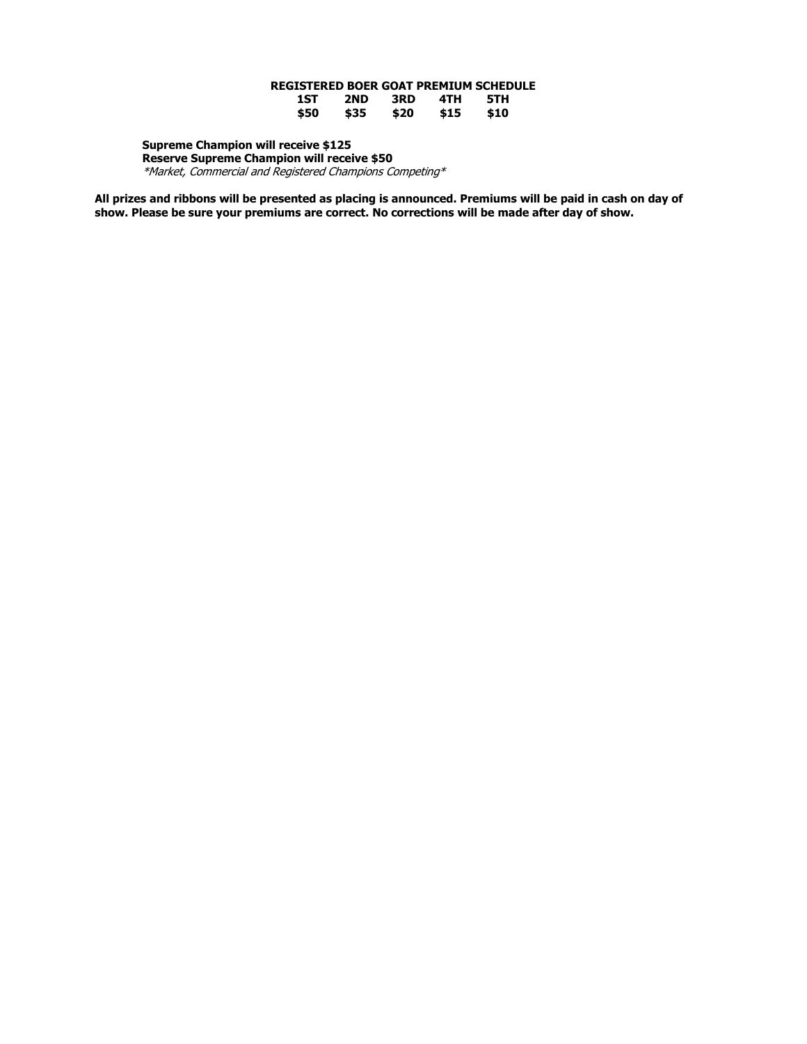**REGISTERED BOER GOAT PREMIUM SCHEDULE**

| 1ST | 2ND | 3RD | 4TH | 5TH |
|---|---|---|---|---|
| $50 | $35 | $20 | $15 | $10 |

**Supreme Champion will receive $125**
**Reserve Supreme Champion will receive $50**
*\*Market, Commercial and Registered Champions Competing\**

**All prizes and ribbons will be presented as placing is announced. Premiums will be paid in cash on day of show. Please be sure your premiums are correct. No corrections will be made after day of show.**